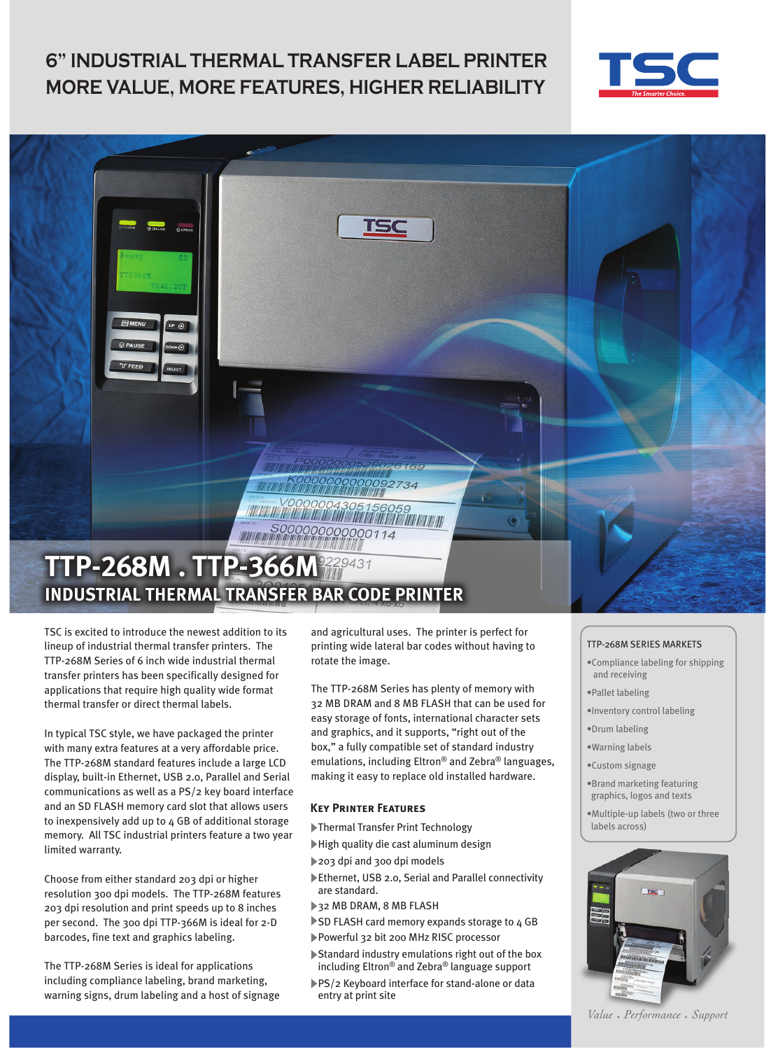# 6" INDUSTRIAL THERMAL TRANSFER LABEL PRINTER
# MORE VALUE, MORE FEATURES, HIGHER RELIABILITY

TSC
The Smarter Choice.

## TTP-268M . TTP-366M

## INDUSTRIAL THERMAL TRANSFER BAR CODE PRINTER

TSC is excited to introduce the newest addition to its lineup of industrial thermal transfer printers. The TTP-268M Series of 6 inch wide industrial thermal transfer printers has been specifically designed for applications that require high quality wide format thermal transfer or direct thermal labels.

In typical TSC style, we have packaged the printer with many extra features at a very affordable price. The TTP-268M standard features include a large LCD display, built-in Ethernet, USB 2.0, Parallel and Serial communications as well as a PS/2 key board interface and an SD FLASH memory card slot that allows users to inexpensively add up to 4 GB of additional storage memory. All TSC industrial printers feature a two year limited warranty.

Choose from either standard 203 dpi or higher resolution 300 dpi models. The TTP-268M features 203 dpi resolution and print speeds up to 8 inches per second. The 300 dpi TTP-366M is ideal for 2-D barcodes, fine text and graphics labeling.

The TTP-268M Series is ideal for applications including compliance labeling, brand marketing, warning signs, drum labeling and a host of signage and agricultural uses. The printer is perfect for printing wide lateral bar codes without having to rotate the image.

The TTP-268M Series has plenty of memory with 32 MB DRAM and 8 MB FLASH that can be used for easy storage of fonts, international character sets and graphics, and it supports, "right out of the box," a fully compatible set of standard industry emulations, including Eltron® and Zebra® languages, making it easy to replace old installed hardware.

### Key Printer Features

- Thermal Transfer Print Technology
- High quality die cast aluminum design
- 203 dpi and 300 dpi models
- Ethernet, USB 2.0, Serial and Parallel connectivity are standard.
- 32 MB DRAM, 8 MB FLASH
- SD FLASH card memory expands storage to 4 GB
- Powerful 32 bit 200 MHz RISC processor
- Standard industry emulations right out of the box including Eltron® and Zebra® language support
- PS/2 Keyboard interface for stand-alone or data entry at print site

### TTP-268M SERIES MARKETS

- Compliance labeling for shipping and receiving
- Pallet labeling
- Inventory control labeling
- Drum labeling
- Warning labels
- Custom signage
- Brand marketing featuring graphics, logos and texts
- Multiple-up labels (two or three labels across)

*Value . Performance . Support*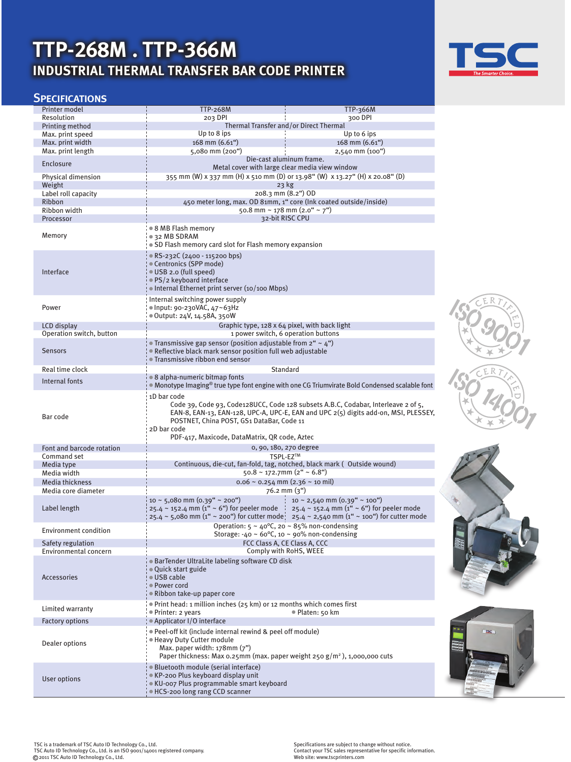# TTP-268M . TTP-366M
## INDUSTRIAL THERMAL TRANSFER BAR CODE PRINTER

## SPECIFICATIONS

| Printer model | TTP-268M | TTP-366M |
|---|---|---|
| Resolution | 203 DPI | 300 DPI |
| Printing method | Thermal Transfer and/or Direct Thermal | |
| Max. print speed | Up to 8 ips | Up to 6 ips |
| Max. print width | 168 mm (6.61") | 168 mm (6.61") |
| Max. print length | 5,080 mm (200") | 2,540 mm (100") |
| Enclosure | Die-cast aluminum frame.<br>Metal cover with large clear media view window | |
| Physical dimension | 355 mm (W) x 337 mm (H) x 510 mm (D) or 13.98" (W) x 13.27" (H) x 20.08" (D) | |
| Weight | 23 kg | |
| Label roll capacity | 208.3 mm (8.2") OD | |
| Ribbon | 450 meter long, max. OD 81mm, 1" core (Ink coated outside/inside) | |
| Ribbon width | 50.8 mm ~ 178 mm (2.0" ~ 7") | |
| Processor | 32-bit RISC CPU | |
| Memory | • 8 MB Flash memory<br>• 32 MB SDRAM<br>• SD Flash memory card slot for Flash memory expansion | |
| Interface | • RS-232C (2400 - 115200 bps)<br>• Centronics (SPP mode)<br>• USB 2.0 (full speed)<br>• PS/2 keyboard interface<br>• Internal Ethernet print server (10/100 Mbps) | |
| Power | Internal switching power supply<br>• Input: 90-230VAC, 47~63Hz<br>• Output: 24V, 14.58A, 350W | |
| LCD display | Graphic type, 128 x 64 pixel, with back light | |
| Operation switch, button | 1 power switch, 6 operation buttons | |
| Sensors | • Transmissive gap sensor (position adjustable from 2" ~ 4")<br>• Reflective black mark sensor position full web adjustable<br>• Transmissive ribbon end sensor | |
| Real time clock | Standard | |
| Internal fonts | • 8 alpha-numeric bitmap fonts<br>• Monotype Imaging® true type font engine with one CG Triumvirate Bold Condensed scalable font | |
| Bar code | 1D bar code<br>Code 39, Code 93, Code128UCC, Code 128 subsets A.B.C, Codabar, Interleave 2 of 5, EAN-8, EAN-13, EAN-128, UPC-A, UPC-E, EAN and UPC 2(5) digits add-on, MSI, PLESSEY, POSTNET, China POST, GS1 DataBar, Code 11<br>2D bar code<br>PDF-417, Maxicode, DataMatrix, QR code, Aztec | |
| Font and barcode rotation | 0, 90, 180, 270 degree | |
| Command set | TSPL-EZ™ | |
| Media type | Continuous, die-cut, fan-fold, tag, notched, black mark ( Outside wound) | |
| Media width | 50.8 ~ 172.7mm (2" ~ 6.8") | |
| Media thickness | 0.06 ~ 0.254 mm (2.36 ~ 10 mil) | |
| Media core diameter | 76.2 mm (3") | |
| Label length | 10 ~ 5,080 mm (0.39" ~ 200")<br>25.4 ~ 152.4 mm (1" ~ 6") for peeler mode<br>25.4 ~ 5,080 mm (1" ~ 200") for cutter mode | 10 ~ 2,540 mm (0.39" ~ 100")<br>25.4 ~ 152.4 mm (1" ~ 6") for peeler mode<br>25.4 ~ 2,540 mm (1" ~ 100") for cutter mode |
| Environment condition | Operation: 5 ~ 40°C, 20 ~ 85% non-condensing<br>Storage: -40 ~ 60°C, 10 ~ 90% non-condensing | |
| Safety regulation | FCC Class A, CE Class A, CCC | |
| Environmental concern | Comply with RoHS, WEEE | |
| Accessories | • BarTender UltraLite labeling software CD disk<br>• Quick start guide<br>• USB cable<br>• Power cord<br>• Ribbon take-up paper core | |
| Limited warranty | • Print head: 1 million inches (25 km) or 12 months which comes first<br>• Printer: 2 years | • Platen: 50 km |
| Factory options | • Applicator I/O interface | |
| Dealer options | • Peel-off kit (include internal rewind & peel off module)<br>• Heavy Duty Cutter module<br>Max. paper width: 178mm (7")<br>Paper thickness: Max 0.25mm (max. paper weight 250 g/m²), 1,000,000 cuts | |
| User options | • Bluetooth module (serial interface)<br>• KP-200 Plus keyboard display unit<br>• KU-007 Plus programmable smart keyboard<br>• HCS-200 long rang CCD scanner | |

TSC is a trademark of TSC Auto ID Technology Co., Ltd.
TSC Auto ID Technology Co., Ltd. is an ISO 9001/14001 registered company.
© 2011 TSC Auto ID Technology Co., Ltd.

Specifications are subject to change without notice.
Contact your TSC sales representative for specific information.
Web site: www.tscprinters.com